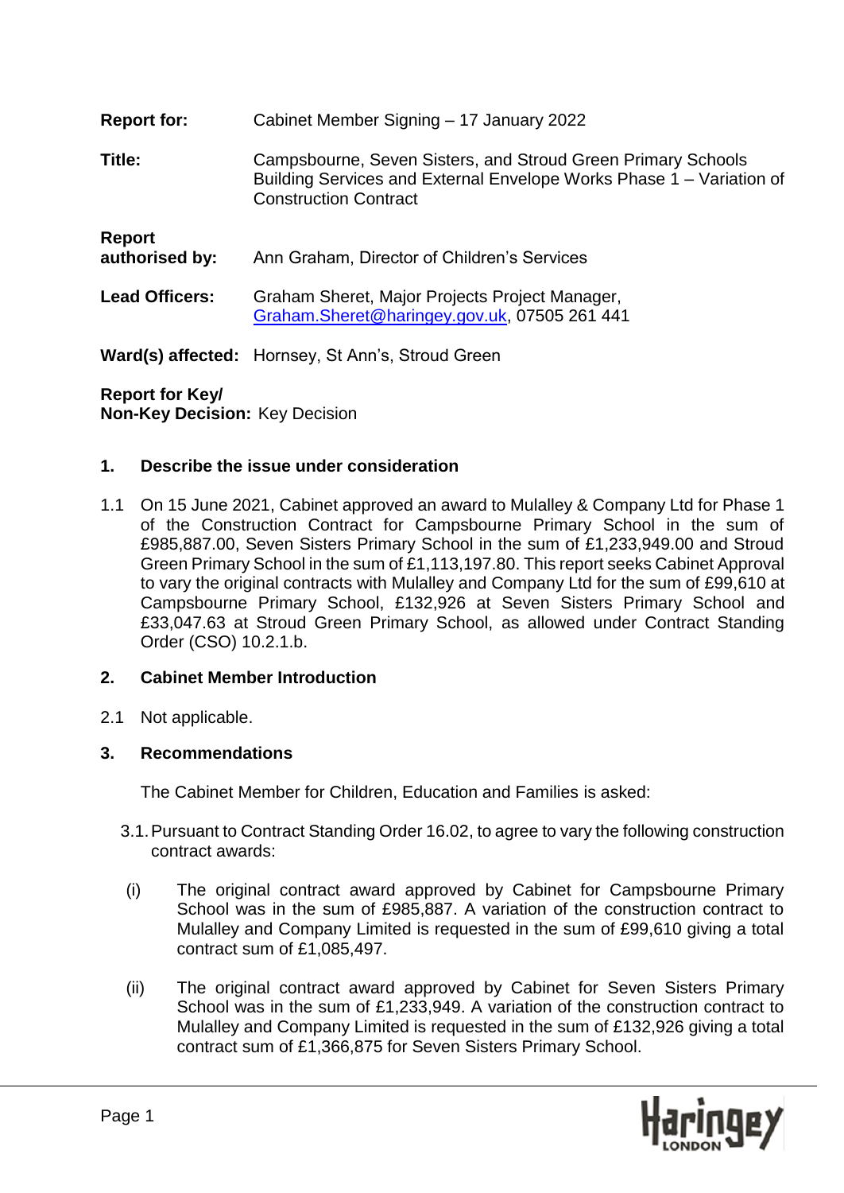**Report for:** Cabinet Member Signing – 17 January 2022

**Title:** Campsbourne, Seven Sisters, and Stroud Green Primary Schools Building Services and External Envelope Works Phase 1 – Variation of Construction Contract

**Report authorised by:** Ann Graham, Director of Children's Services

**Lead Officers:** Graham Sheret, Major Projects Project Manager, Graham.Sheret@haringey.gov.uk, 07505 261 441

**Ward(s) affected:** Hornsey, St Ann's, Stroud Green

**Report for Key/ Non-Key Decision:** Key Decision

## 1. Describe the issue under consideration

1.1 On 15 June 2021, Cabinet approved an award to Mulalley & Company Ltd for Phase 1 of the Construction Contract for Campsbourne Primary School in the sum of £985,887.00, Seven Sisters Primary School in the sum of £1,233,949.00 and Stroud Green Primary School in the sum of £1,113,197.80. This report seeks Cabinet Approval to vary the original contracts with Mulalley and Company Ltd for the sum of £99,610 at Campsbourne Primary School, £132,926 at Seven Sisters Primary School and £33,047.63 at Stroud Green Primary School, as allowed under Contract Standing Order (CSO) 10.2.1.b.

## 2. Cabinet Member Introduction

2.1 Not applicable.

## 3. Recommendations

The Cabinet Member for Children, Education and Families is asked:

3.1. Pursuant to Contract Standing Order 16.02, to agree to vary the following construction contract awards:

(i) The original contract award approved by Cabinet for Campsbourne Primary School was in the sum of £985,887. A variation of the construction contract to Mulalley and Company Limited is requested in the sum of £99,610 giving a total contract sum of £1,085,497.

(ii) The original contract award approved by Cabinet for Seven Sisters Primary School was in the sum of £1,233,949. A variation of the construction contract to Mulalley and Company Limited is requested in the sum of £132,926 giving a total contract sum of £1,366,875 for Seven Sisters Primary School.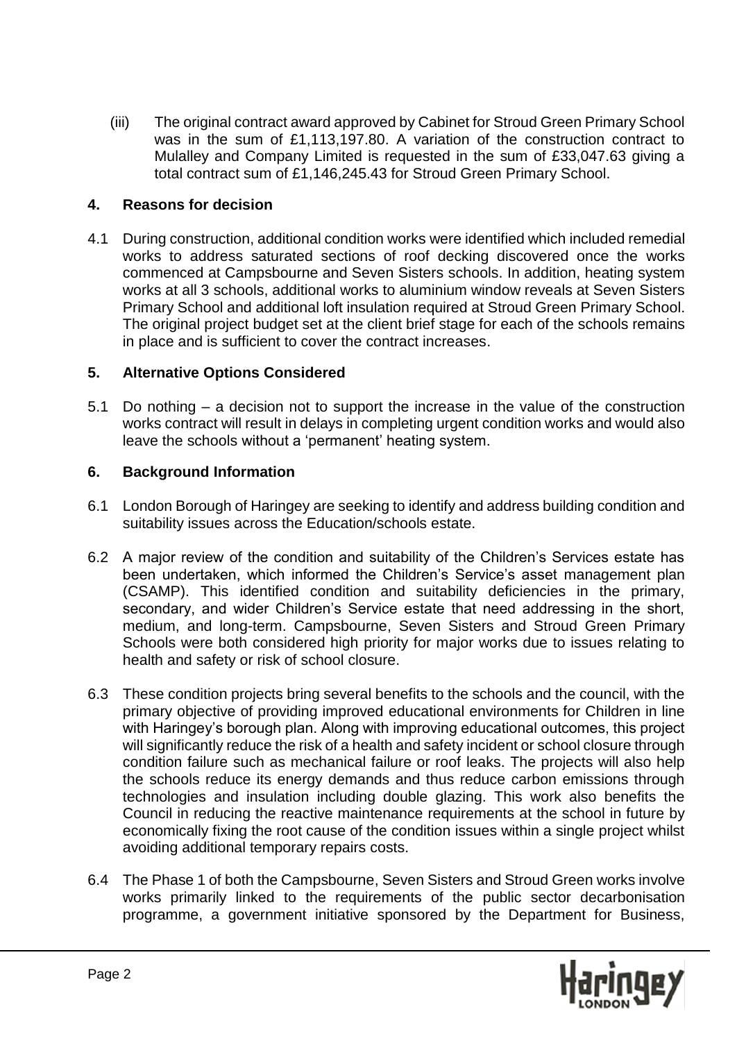(iii) The original contract award approved by Cabinet for Stroud Green Primary School was in the sum of £1,113,197.80. A variation of the construction contract to Mulalley and Company Limited is requested in the sum of £33,047.63 giving a total contract sum of £1,146,245.43 for Stroud Green Primary School.

## 4. Reasons for decision

4.1 During construction, additional condition works were identified which included remedial works to address saturated sections of roof decking discovered once the works commenced at Campsbourne and Seven Sisters schools. In addition, heating system works at all 3 schools, additional works to aluminium window reveals at Seven Sisters Primary School and additional loft insulation required at Stroud Green Primary School. The original project budget set at the client brief stage for each of the schools remains in place and is sufficient to cover the contract increases.

## 5. Alternative Options Considered

5.1 Do nothing – a decision not to support the increase in the value of the construction works contract will result in delays in completing urgent condition works and would also leave the schools without a 'permanent' heating system.

## 6. Background Information

6.1 London Borough of Haringey are seeking to identify and address building condition and suitability issues across the Education/schools estate.

6.2 A major review of the condition and suitability of the Children's Services estate has been undertaken, which informed the Children's Service's asset management plan (CSAMP). This identified condition and suitability deficiencies in the primary, secondary, and wider Children's Service estate that need addressing in the short, medium, and long-term. Campsbourne, Seven Sisters and Stroud Green Primary Schools were both considered high priority for major works due to issues relating to health and safety or risk of school closure.

6.3 These condition projects bring several benefits to the schools and the council, with the primary objective of providing improved educational environments for Children in line with Haringey's borough plan. Along with improving educational outcomes, this project will significantly reduce the risk of a health and safety incident or school closure through condition failure such as mechanical failure or roof leaks. The projects will also help the schools reduce its energy demands and thus reduce carbon emissions through technologies and insulation including double glazing. This work also benefits the Council in reducing the reactive maintenance requirements at the school in future by economically fixing the root cause of the condition issues within a single project whilst avoiding additional temporary repairs costs.

6.4 The Phase 1 of both the Campsbourne, Seven Sisters and Stroud Green works involve works primarily linked to the requirements of the public sector decarbonisation programme, a government initiative sponsored by the Department for Business,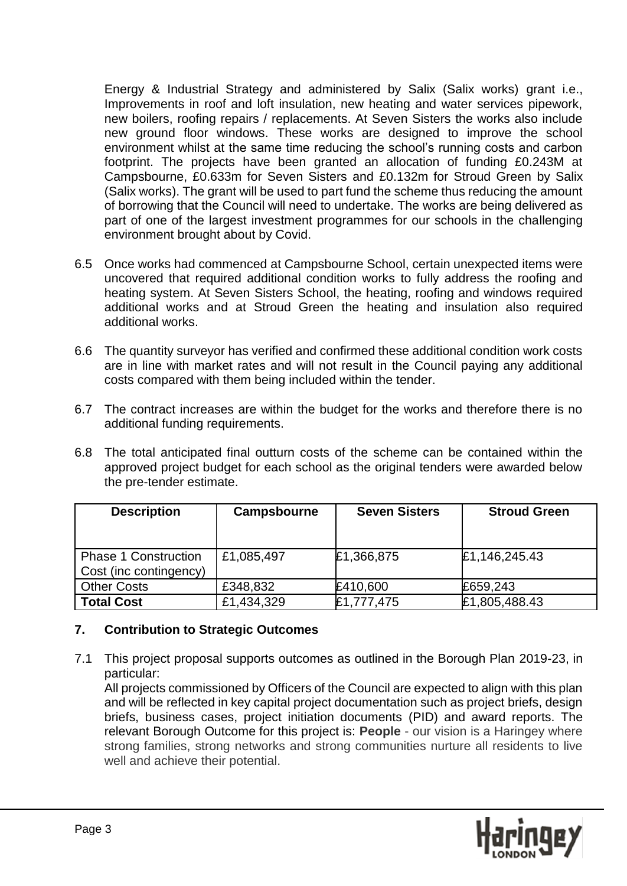Energy & Industrial Strategy and administered by Salix (Salix works) grant i.e., Improvements in roof and loft insulation, new heating and water services pipework, new boilers, roofing repairs / replacements. At Seven Sisters the works also include new ground floor windows. These works are designed to improve the school environment whilst at the same time reducing the school's running costs and carbon footprint. The projects have been granted an allocation of funding £0.243M at Campsbourne, £0.633m for Seven Sisters and £0.132m for Stroud Green by Salix (Salix works). The grant will be used to part fund the scheme thus reducing the amount of borrowing that the Council will need to undertake. The works are being delivered as part of one of the largest investment programmes for our schools in the challenging environment brought about by Covid.

6.5 Once works had commenced at Campsbourne School, certain unexpected items were uncovered that required additional condition works to fully address the roofing and heating system. At Seven Sisters School, the heating, roofing and windows required additional works and at Stroud Green the heating and insulation also required additional works.

6.6 The quantity surveyor has verified and confirmed these additional condition work costs are in line with market rates and will not result in the Council paying any additional costs compared with them being included within the tender.

6.7 The contract increases are within the budget for the works and therefore there is no additional funding requirements.

6.8 The total anticipated final outturn costs of the scheme can be contained within the approved project budget for each school as the original tenders were awarded below the pre-tender estimate.

| Description | Campsbourne | Seven Sisters | Stroud Green |
|---|---|---|---|
| Phase 1 Construction Cost (inc contingency) | £1,085,497 | £1,366,875 | £1,146,245.43 |
| Other Costs | £348,832 | £410,600 | £659,243 |
| **Total Cost** | £1,434,329 | £1,777,475 | £1,805,488.43 |

## 7. Contribution to Strategic Outcomes

7.1 This project proposal supports outcomes as outlined in the Borough Plan 2019-23, in particular:
All projects commissioned by Officers of the Council are expected to align with this plan and will be reflected in key capital project documentation such as project briefs, design briefs, business cases, project initiation documents (PID) and award reports. The relevant Borough Outcome for this project is: **People** - our vision is a Haringey where strong families, strong networks and strong communities nurture all residents to live well and achieve their potential.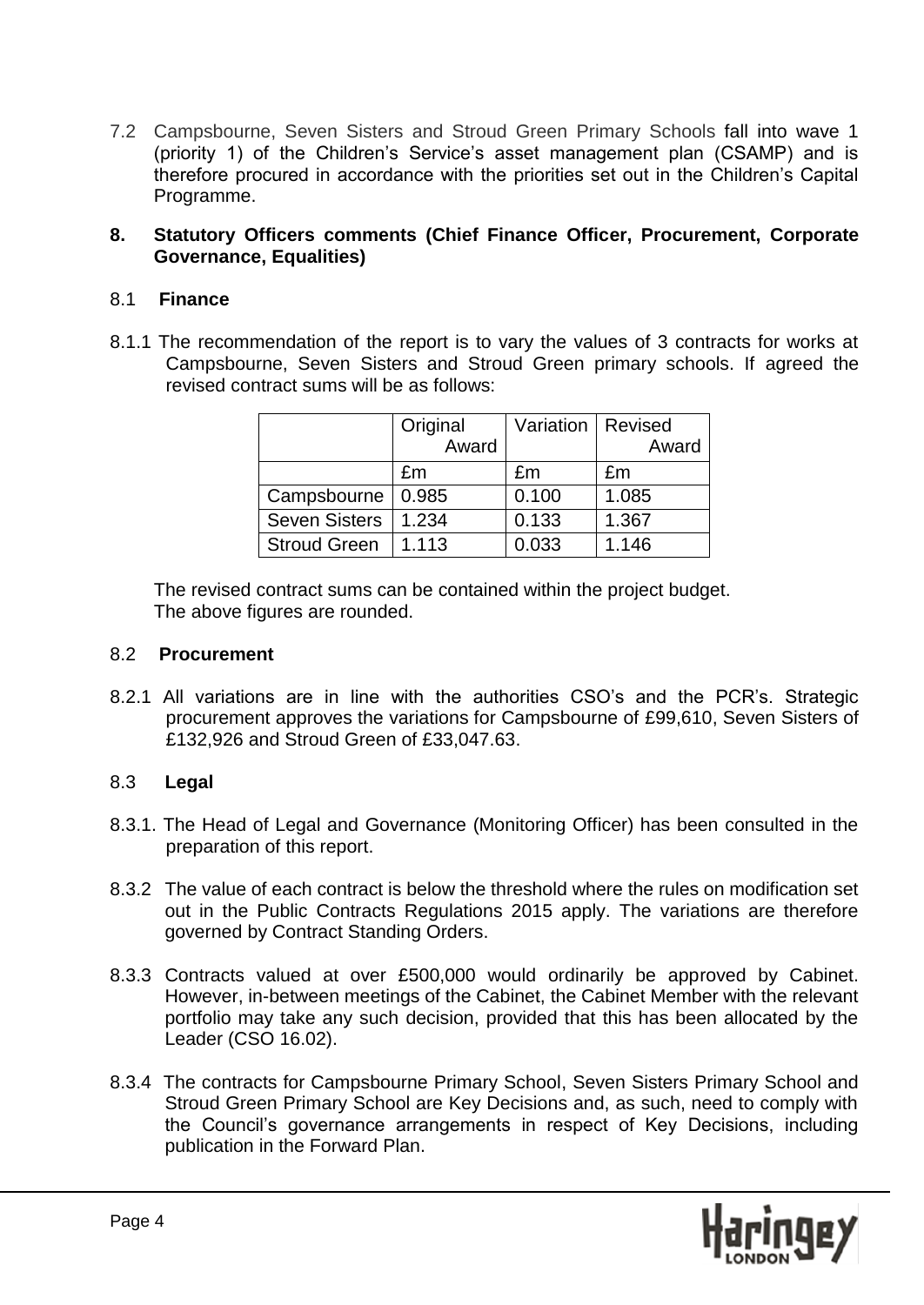7.2 Campsbourne, Seven Sisters and Stroud Green Primary Schools fall into wave 1 (priority 1) of the Children's Service's asset management plan (CSAMP) and is therefore procured in accordance with the priorities set out in the Children's Capital Programme.

## 8. Statutory Officers comments (Chief Finance Officer, Procurement, Corporate Governance, Equalities)

### 8.1 Finance

8.1.1 The recommendation of the report is to vary the values of 3 contracts for works at Campsbourne, Seven Sisters and Stroud Green primary schools. If agreed the revised contract sums will be as follows:

| | Original Award | Variation | Revised Award |
|---|---|---|---|
| | £m | £m | £m |
| Campsbourne | 0.985 | 0.100 | 1.085 |
| Seven Sisters | 1.234 | 0.133 | 1.367 |
| Stroud Green | 1.113 | 0.033 | 1.146 |

The revised contract sums can be contained within the project budget.
The above figures are rounded.

### 8.2 Procurement

8.2.1 All variations are in line with the authorities CSO's and the PCR's. Strategic procurement approves the variations for Campsbourne of £99,610, Seven Sisters of £132,926 and Stroud Green of £33,047.63.

### 8.3 Legal

8.3.1. The Head of Legal and Governance (Monitoring Officer) has been consulted in the preparation of this report.

8.3.2 The value of each contract is below the threshold where the rules on modification set out in the Public Contracts Regulations 2015 apply. The variations are therefore governed by Contract Standing Orders.

8.3.3 Contracts valued at over £500,000 would ordinarily be approved by Cabinet. However, in-between meetings of the Cabinet, the Cabinet Member with the relevant portfolio may take any such decision, provided that this has been allocated by the Leader (CSO 16.02).

8.3.4 The contracts for Campsbourne Primary School, Seven Sisters Primary School and Stroud Green Primary School are Key Decisions and, as such, need to comply with the Council's governance arrangements in respect of Key Decisions, including publication in the Forward Plan.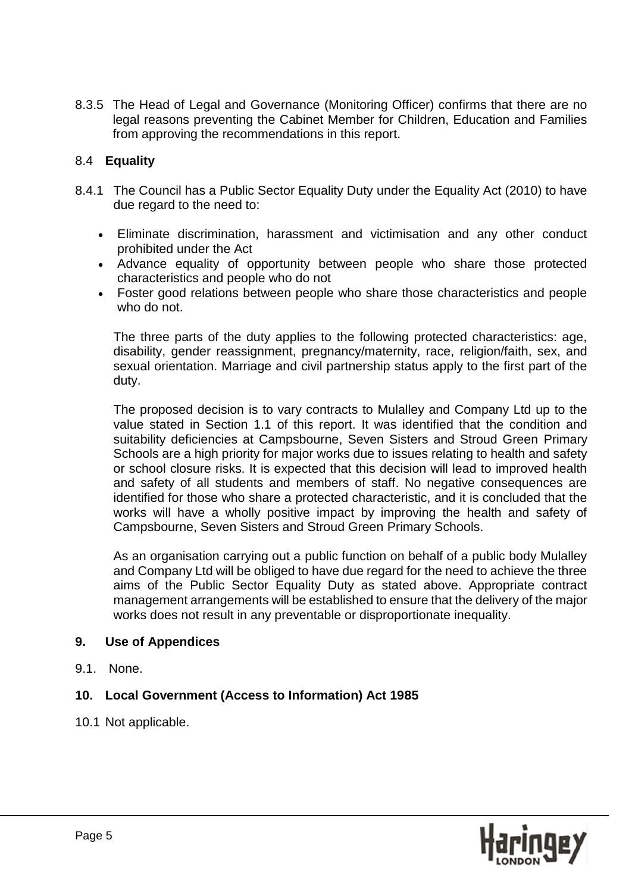8.3.5 The Head of Legal and Governance (Monitoring Officer) confirms that there are no legal reasons preventing the Cabinet Member for Children, Education and Families from approving the recommendations in this report.

8.4 **Equality**

8.4.1 The Council has a Public Sector Equality Duty under the Equality Act (2010) to have due regard to the need to:

- Eliminate discrimination, harassment and victimisation and any other conduct prohibited under the Act
- Advance equality of opportunity between people who share those protected characteristics and people who do not
- Foster good relations between people who share those characteristics and people who do not.

The three parts of the duty applies to the following protected characteristics: age, disability, gender reassignment, pregnancy/maternity, race, religion/faith, sex, and sexual orientation. Marriage and civil partnership status apply to the first part of the duty.

The proposed decision is to vary contracts to Mulalley and Company Ltd up to the value stated in Section 1.1 of this report. It was identified that the condition and suitability deficiencies at Campsbourne, Seven Sisters and Stroud Green Primary Schools are a high priority for major works due to issues relating to health and safety or school closure risks. It is expected that this decision will lead to improved health and safety of all students and members of staff. No negative consequences are identified for those who share a protected characteristic, and it is concluded that the works will have a wholly positive impact by improving the health and safety of Campsbourne, Seven Sisters and Stroud Green Primary Schools.

As an organisation carrying out a public function on behalf of a public body Mulalley and Company Ltd will be obliged to have due regard for the need to achieve the three aims of the Public Sector Equality Duty as stated above. Appropriate contract management arrangements will be established to ensure that the delivery of the major works does not result in any preventable or disproportionate inequality.

## 9. Use of Appendices

9.1. None.

## 10. Local Government (Access to Information) Act 1985

10.1 Not applicable.